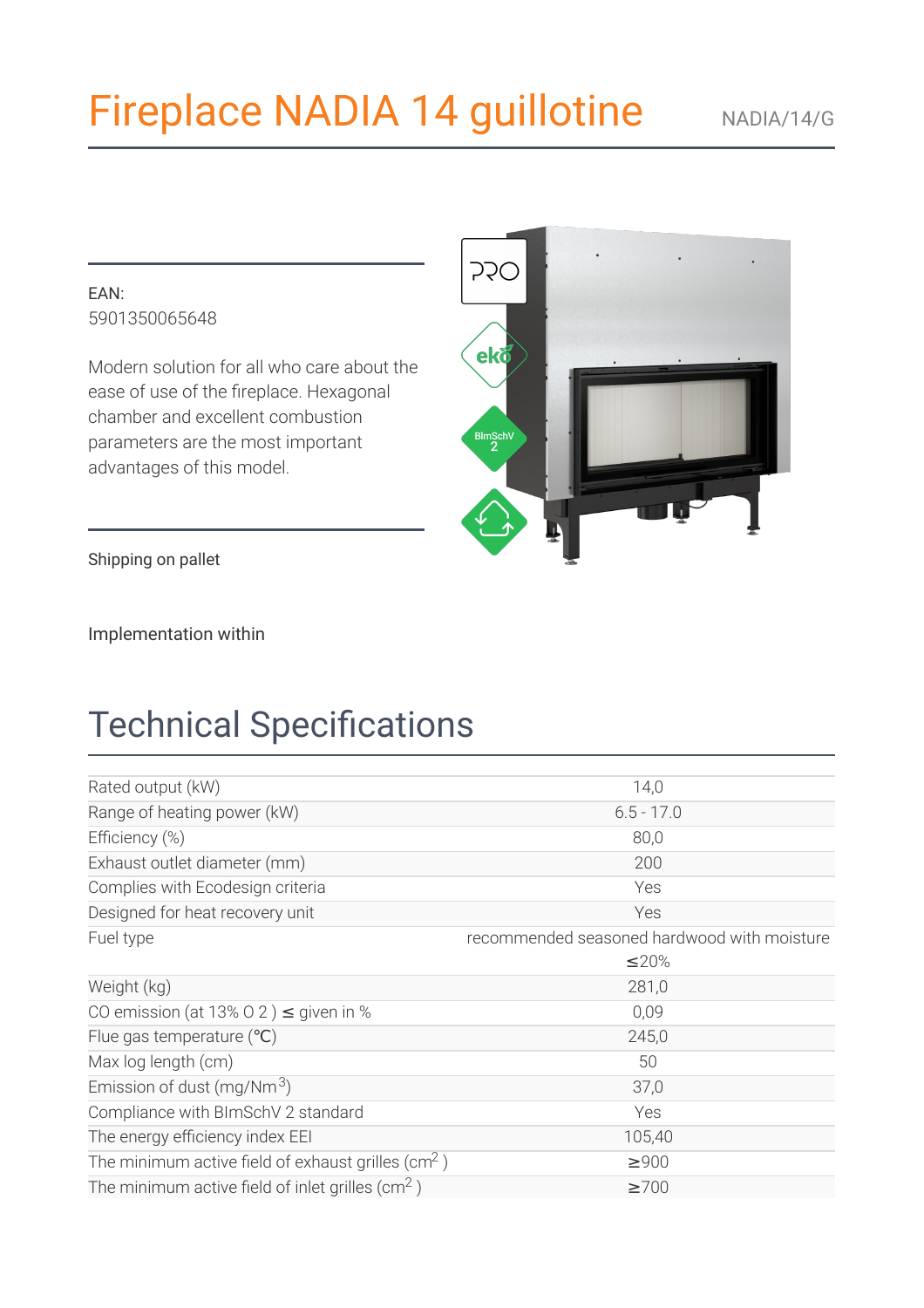# Fireplace NADIA 14 guillotine

NADIA/14/G

EAN:
5901350065648

Modern solution for all who care about the ease of use of the fireplace. Hexagonal chamber and excellent combustion parameters are the most important advantages of this model.

Shipping on pallet

Implementation within

## Technical Specifications

| | |
|---|---|
| Rated output (kW) | 14,0 |
| Range of heating power (kW) | 6.5 - 17.0 |
| Efficiency (%) | 80,0 |
| Exhaust outlet diameter (mm) | 200 |
| Complies with Ecodesign criteria | Yes |
| Designed for heat recovery unit | Yes |
| Fuel type | recommended seasoned hardwood with moisture ≤20% |
| Weight (kg) | 281,0 |
| CO emission (at 13% O 2 ) ≤ given in % | 0,09 |
| Flue gas temperature (℃) | 245,0 |
| Max log length (cm) | 50 |
| Emission of dust (mg/Nm$^3$) | 37,0 |
| Compliance with BImSchV 2 standard | Yes |
| The energy efficiency index EEI | 105,40 |
| The minimum active field of exhaust grilles (cm$^2$ ) | ≥900 |
| The minimum active field of inlet grilles (cm$^2$ ) | ≥700 |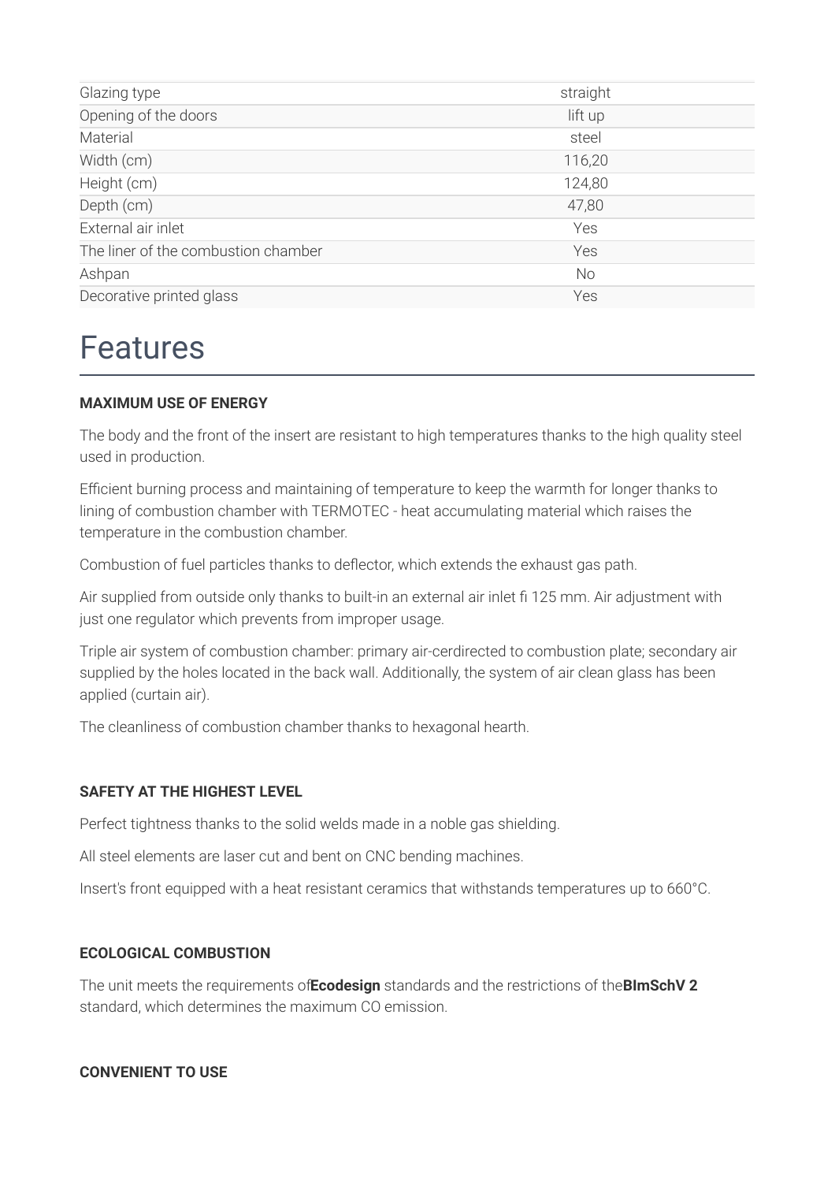| | |
|---|---|
| Glazing type | straight |
| Opening of the doors | lift up |
| Material | steel |
| Width (cm) | 116,20 |
| Height (cm) | 124,80 |
| Depth (cm) | 47,80 |
| External air inlet | Yes |
| The liner of the combustion chamber | Yes |
| Ashpan | No |
| Decorative printed glass | Yes |

# Features

**MAXIMUM USE OF ENERGY**

The body and the front of the insert are resistant to high temperatures thanks to the high quality steel used in production.

Efficient burning process and maintaining of temperature to keep the warmth for longer thanks to lining of combustion chamber with TERMOTEC - heat accumulating material which raises the temperature in the combustion chamber.

Combustion of fuel particles thanks to deflector, which extends the exhaust gas path.

Air supplied from outside only thanks to built-in an external air inlet fi 125 mm. Air adjustment with just one regulator which prevents from improper usage.

Triple air system of combustion chamber: primary air-cerdirected to combustion plate; secondary air supplied by the holes located in the back wall. Additionally, the system of air clean glass has been applied (curtain air).

The cleanliness of combustion chamber thanks to hexagonal hearth.

**SAFETY AT THE HIGHEST LEVEL**

Perfect tightness thanks to the solid welds made in a noble gas shielding.

All steel elements are laser cut and bent on CNC bending machines.

Insert's front equipped with a heat resistant ceramics that withstands temperatures up to 660°C.

**ECOLOGICAL COMBUSTION**

The unit meets the requirements of**Ecodesign** standards and the restrictions of the**BImSchV 2** standard, which determines the maximum CO emission.

**CONVENIENT TO USE**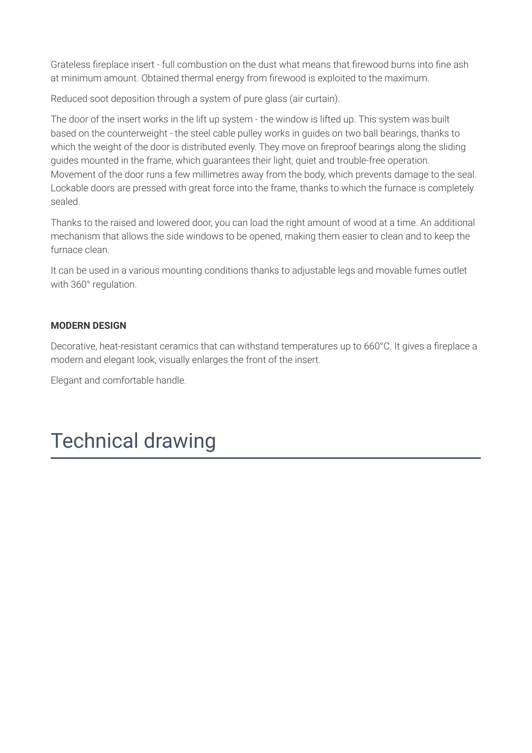Grateless fireplace insert - full combustion on the dust what means that firewood burns into fine ash at minimum amount. Obtained thermal energy from firewood is exploited to the maximum.

Reduced soot deposition through a system of pure glass (air curtain).

The door of the insert works in the lift up system - the window is lifted up. This system was built based on the counterweight - the steel cable pulley works in guides on two ball bearings, thanks to which the weight of the door is distributed evenly. They move on fireproof bearings along the sliding guides mounted in the frame, which guarantees their light, quiet and trouble-free operation. Movement of the door runs a few millimetres away from the body, which prevents damage to the seal. Lockable doors are pressed with great force into the frame, thanks to which the furnace is completely sealed.

Thanks to the raised and lowered door, you can load the right amount of wood at a time. An additional mechanism that allows the side windows to be opened, making them easier to clean and to keep the furnace clean.

It can be used in a various mounting conditions thanks to adjustable legs and movable fumes outlet with 360° regulation.

**MODERN DESIGN**

Decorative, heat-resistant ceramics that can withstand temperatures up to 660°C. It gives a fireplace a modern and elegant look, visually enlarges the front of the insert.

Elegant and comfortable handle.

# Technical drawing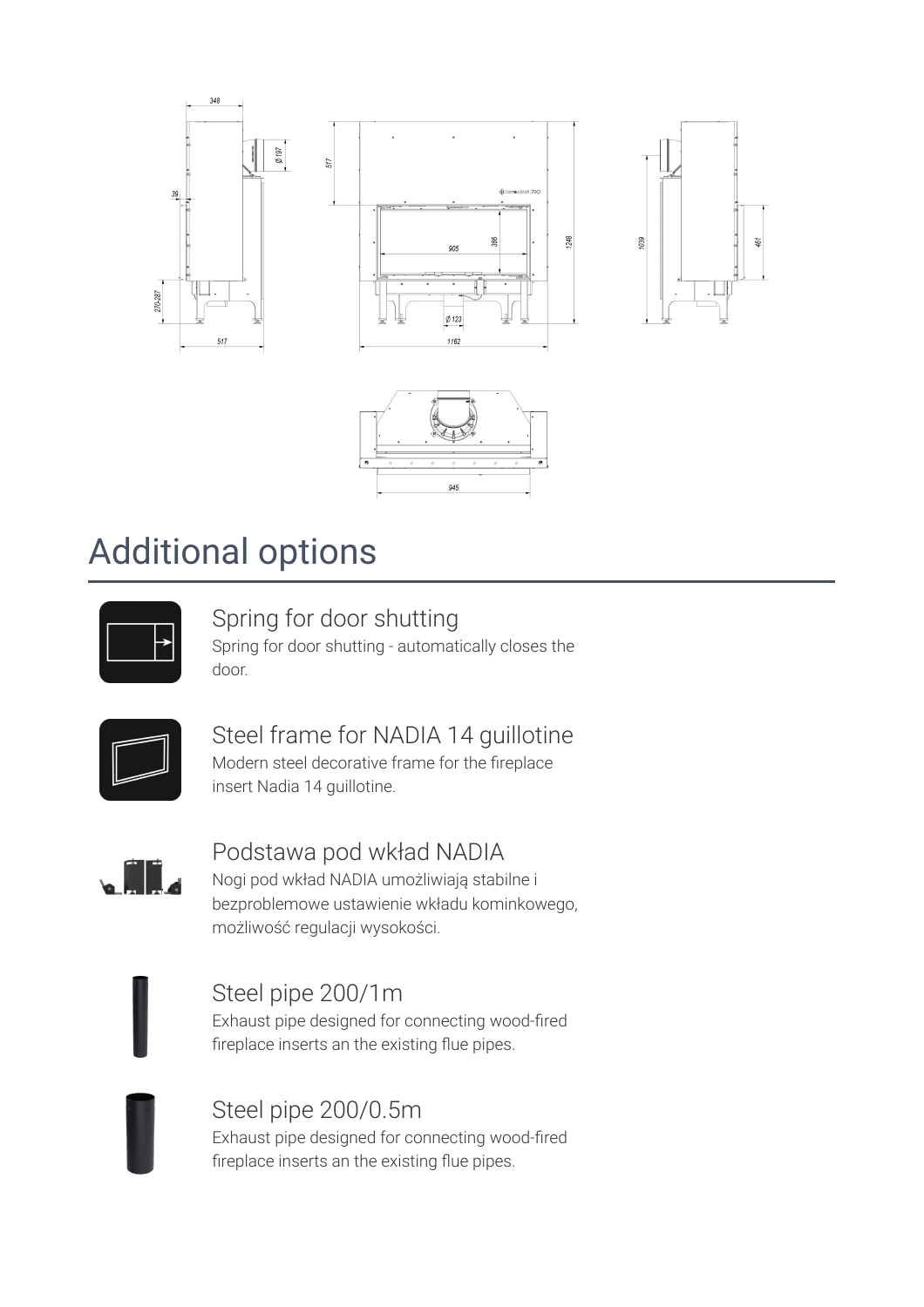## Additional options

### Spring for door shutting

Spring for door shutting - automatically closes the door.

### Steel frame for NADIA 14 guillotine

Modern steel decorative frame for the fireplace insert Nadia 14 guillotine.

### Podstawa pod wkład NADIA

Nogi pod wkład NADIA umożliwiają stabilne i bezproblemowe ustawienie wkładu kominkowego, możliwość regulacji wysokości.

### Steel pipe 200/1m

Exhaust pipe designed for connecting wood-fired fireplace inserts an the existing flue pipes.

### Steel pipe 200/0.5m

Exhaust pipe designed for connecting wood-fired fireplace inserts an the existing flue pipes.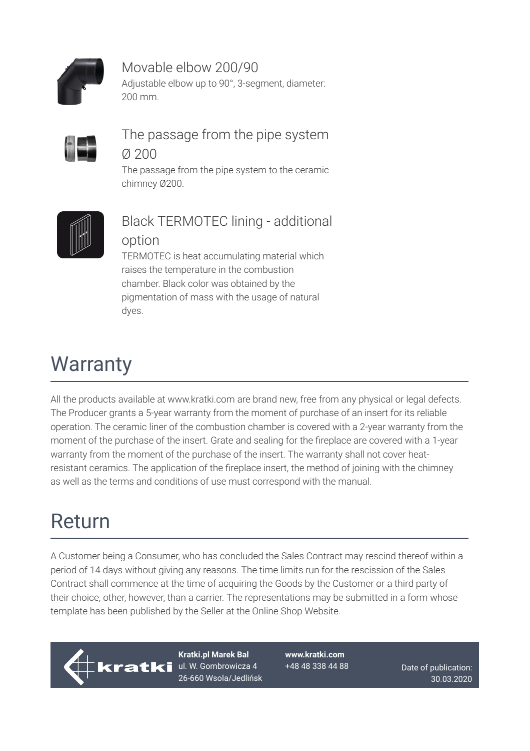### Movable elbow 200/90

Adjustable elbow up to 90°, 3-segment, diameter: 200 mm.

### The passage from the pipe system Ø 200

The passage from the pipe system to the ceramic chimney Ø200.

### Black TERMOTEC lining - additional option

TERMOTEC is heat accumulating material which raises the temperature in the combustion chamber. Black color was obtained by the pigmentation of mass with the usage of natural dyes.

# Warranty

All the products available at www.kratki.com are brand new, free from any physical or legal defects. The Producer grants a 5-year warranty from the moment of purchase of an insert for its reliable operation. The ceramic liner of the combustion chamber is covered with a 2-year warranty from the moment of the purchase of the insert. Grate and sealing for the fireplace are covered with a 1-year warranty from the moment of the purchase of the insert. The warranty shall not cover heat-resistant ceramics. The application of the fireplace insert, the method of joining with the chimney as well as the terms and conditions of use must correspond with the manual.

# Return

A Customer being a Consumer, who has concluded the Sales Contract may rescind thereof within a period of 14 days without giving any reasons. The time limits run for the rescission of the Sales Contract shall commence at the time of acquiring the Goods by the Customer or a third party of their choice, other, however, than a carrier. The representations may be submitted in a form whose template has been published by the Seller at the Online Shop Website.

**Kratki.pl Marek Bal**
ul. W. Gombrowicza 4
26-660 Wsola/Jedlińsk

**www.kratki.com**
+48 48 338 44 88

Date of publication: 30.03.2020